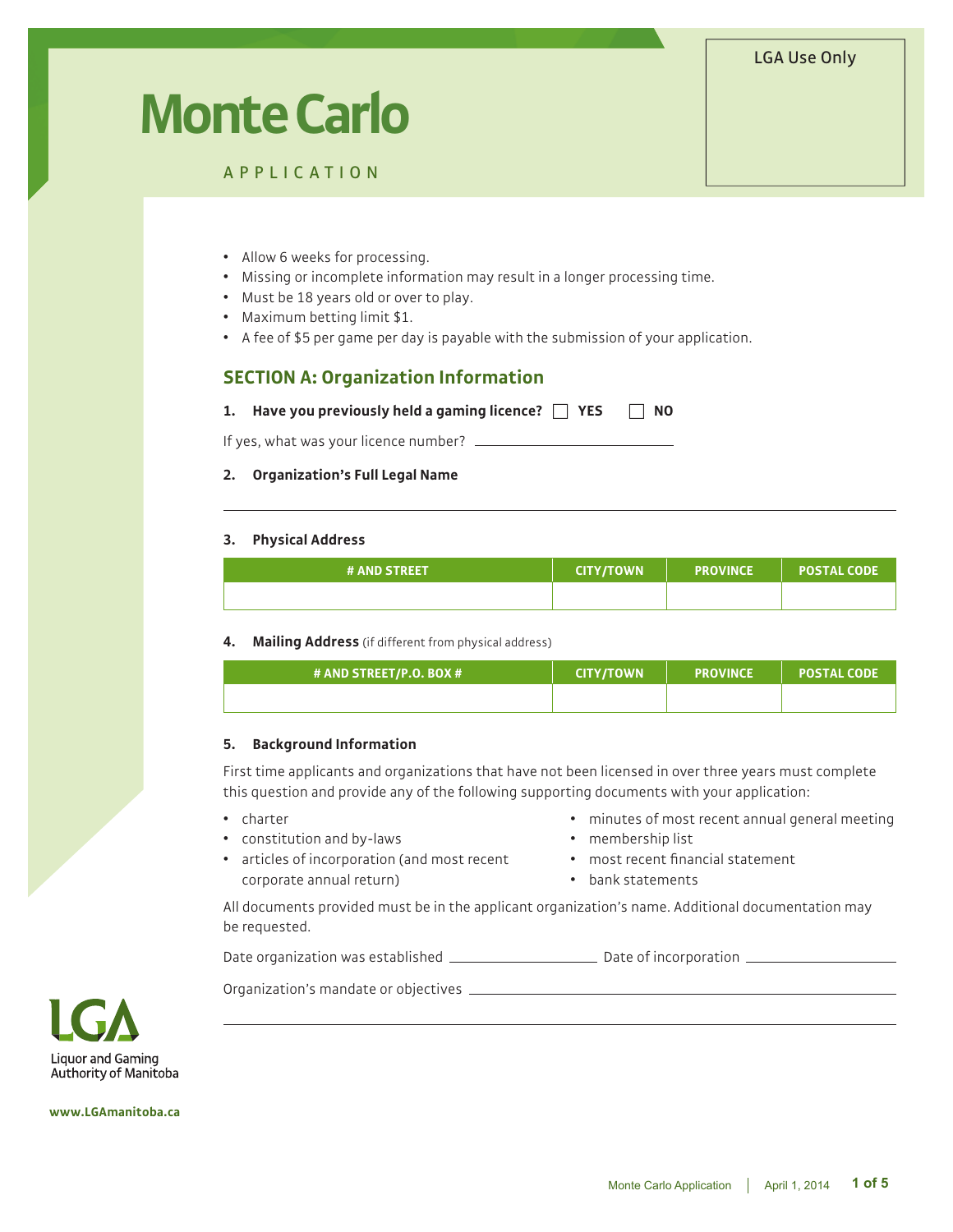# Monte Carlo

APPLICATION

LGA Use Only

- Allow 6 weeks for processing.
- Missing or incomplete information may result in a longer processing time.
- Must be 18 years old or over to play.
- Maximum betting limit $1.
- A fee of $5 per game per day is payable with the submission of your application.

## SECTION A: Organization Information

**1. Have you previously held a gaming licence?** ☐ **YES** ☐ **NO**

If yes, what was your licence number? ____________________

**2. Organization's Full Legal Name**

______________________________________________________________________

**3. Physical Address**

| # AND STREET | CITY/TOWN | PROVINCE | POSTAL CODE |
|---|---|---|---|
| | | | |

**4. Mailing Address** (if different from physical address)

| # AND STREET/P.O. BOX # | CITY/TOWN | PROVINCE | POSTAL CODE |
|---|---|---|---|
| | | | |

**5. Background Information**

First time applicants and organizations that have not been licensed in over three years must complete this question and provide any of the following supporting documents with your application:

- charter
- constitution and by-laws
- articles of incorporation (and most recent corporate annual return)
- minutes of most recent annual general meeting
- membership list
- most recent financial statement
- bank statements

All documents provided must be in the applicant organization's name. Additional documentation may be requested.

Date organization was established ____________________ Date of incorporation ____________________

Organization's mandate or objectives ______________________________________________________________________

______________________________________________________________________

LGA Liquor and Gaming Authority of Manitoba

www.LGAmanitoba.ca

Monte Carlo Application | April 1, 2014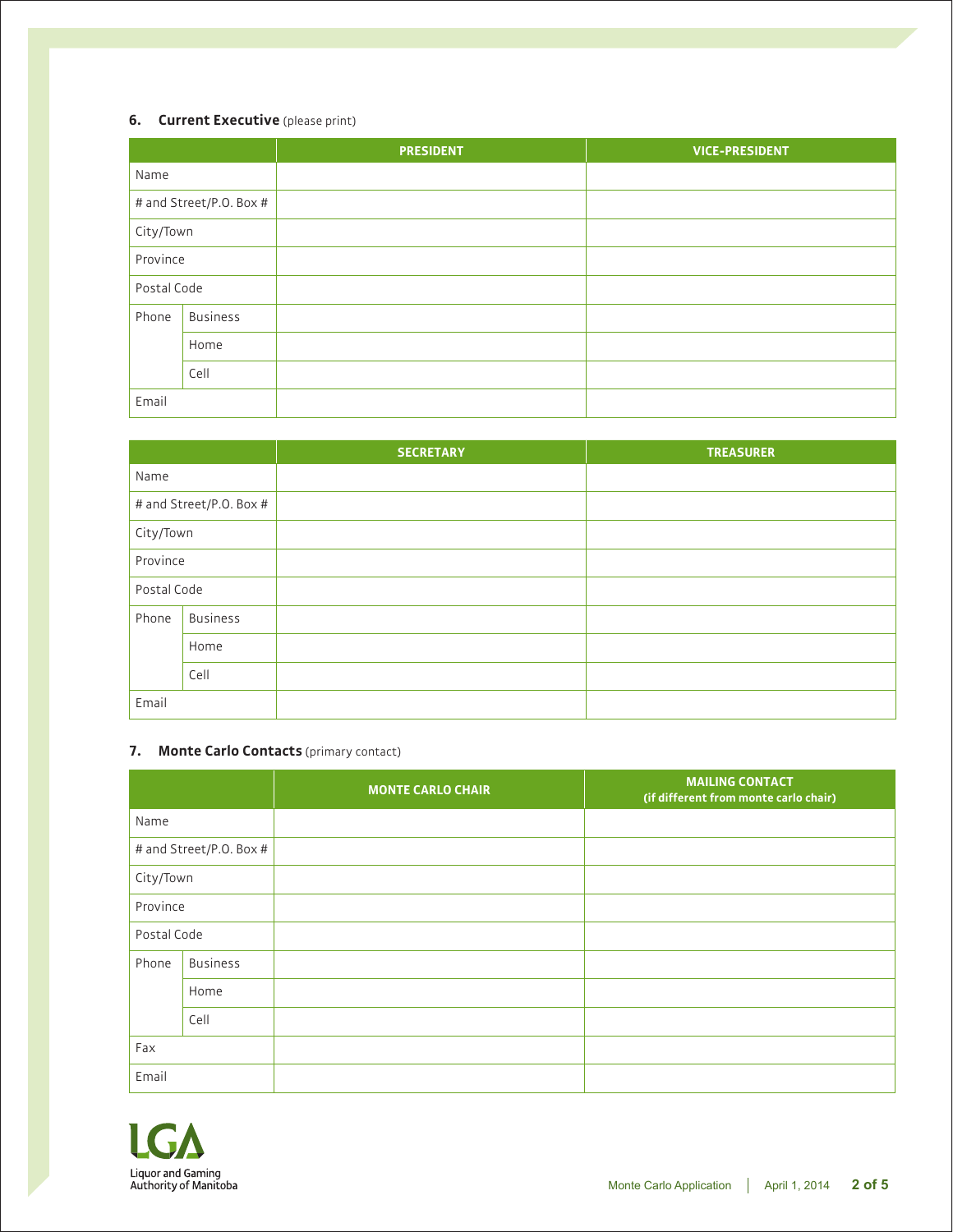### 6. **Current Executive** (please print)

| | | PRESIDENT | VICE-PRESIDENT |
|---|---|---|---|
| Name | | | |
| # and Street/P.O. Box # | | | |
| City/Town | | | |
| Province | | | |
| Postal Code | | | |
| Phone | Business | | |
| | Home | | |
| | Cell | | |
| Email | | | |

| | | SECRETARY | TREASURER |
|---|---|---|---|
| Name | | | |
| # and Street/P.O. Box # | | | |
| City/Town | | | |
| Province | | | |
| Postal Code | | | |
| Phone | Business | | |
| | Home | | |
| | Cell | | |
| Email | | | |

### 7. **Monte Carlo Contacts** (primary contact)

| | | MONTE CARLO CHAIR | MAILING CONTACT (if different from monte carlo chair) |
|---|---|---|---|
| Name | | | |
| # and Street/P.O. Box # | | | |
| City/Town | | | |
| Province | | | |
| Postal Code | | | |
| Phone | Business | | |
| | Home | | |
| | Cell | | |
| Fax | | | |
| Email | | | |

LGA
Liquor and Gaming Authority of Manitoba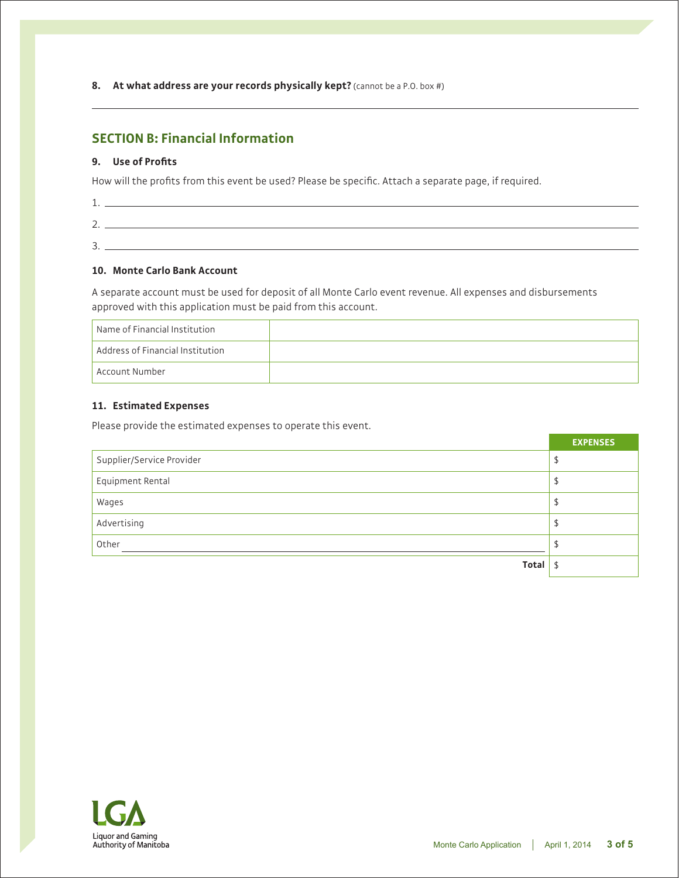**8. At what address are your records physically kept?** (cannot be a P.O. box #)

\_\_\_\_\_\_\_\_\_\_\_\_\_\_\_\_\_\_\_\_\_\_\_\_\_\_\_\_\_\_\_\_\_\_\_\_\_\_\_\_

## SECTION B: Financial Information

### 9. Use of Profits

How will the profits from this event be used? Please be specific. Attach a separate page, if required.

1. \_\_\_\_\_\_\_\_\_\_\_\_\_\_\_\_\_\_\_\_\_\_\_\_\_\_\_\_\_\_\_\_\_\_\_\_\_\_\_\_
2. \_\_\_\_\_\_\_\_\_\_\_\_\_\_\_\_\_\_\_\_\_\_\_\_\_\_\_\_\_\_\_\_\_\_\_\_\_\_\_\_
3. \_\_\_\_\_\_\_\_\_\_\_\_\_\_\_\_\_\_\_\_\_\_\_\_\_\_\_\_\_\_\_\_\_\_\_\_\_\_\_\_

### 10. Monte Carlo Bank Account

A separate account must be used for deposit of all Monte Carlo event revenue. All expenses and disbursements approved with this application must be paid from this account.

| | |
|---|---|
| Name of Financial Institution | |
| Address of Financial Institution | |
| Account Number | |

### 11. Estimated Expenses

Please provide the estimated expenses to operate this event.

| | EXPENSES |
|---|---|
| Supplier/Service Provider | $ |
| Equipment Rental | $ |
| Wages | $ |
| Advertising | $ |
| Other \_\_\_\_\_\_\_\_\_\_\_\_\_\_\_\_\_\_\_\_ | $ |
| **Total** | $ |

Liquor and Gaming Authority of Manitoba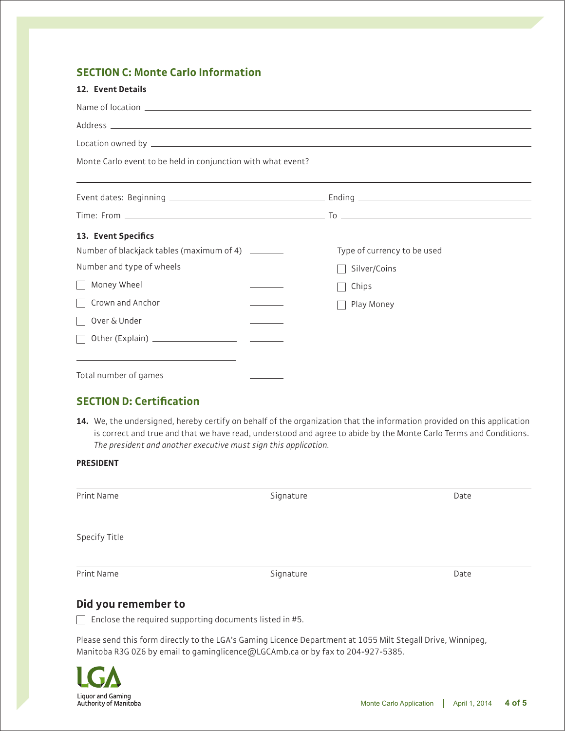## SECTION C: Monte Carlo Information

**12. Event Details**

Name of location ____________________

Address ____________________

Location owned by ____________________

Monte Carlo event to be held in conjunction with what event?

____________________

Event dates: Beginning ____________________ Ending ____________________

Time: From ____________________ To ____________________

**13. Event Specifics**

Number of blackjack tables (maximum of 4) ________

Number and type of wheels

- ☐ Money Wheel ________
- ☐ Crown and Anchor ________
- ☐ Over & Under ________
- ☐ Other (Explain) ____________________ ________

____________________

Total number of games ________

Type of currency to be used

- ☐ Silver/Coins
- ☐ Chips
- ☐ Play Money

## SECTION D: Certification

**14.** We, the undersigned, hereby certify on behalf of the organization that the information provided on this application is correct and true and that we have read, understood and agree to abide by the Monte Carlo Terms and Conditions. *The president and another executive must sign this application.*

**PRESIDENT**

| Print Name | Signature | Date |
|---|---|---|
| | | |

Specify Title ____________________

| Print Name | Signature | Date |
|---|---|---|
| | | |

### Did you remember to

☐ Enclose the required supporting documents listed in #5.

Please send this form directly to the LGA's Gaming Licence Department at 1055 Milt Stegall Drive, Winnipeg, Manitoba R3G 0Z6 by email to gaminglicence@LGCAmb.ca or by fax to 204-927-5385.

Liquor and Gaming Authority of Manitoba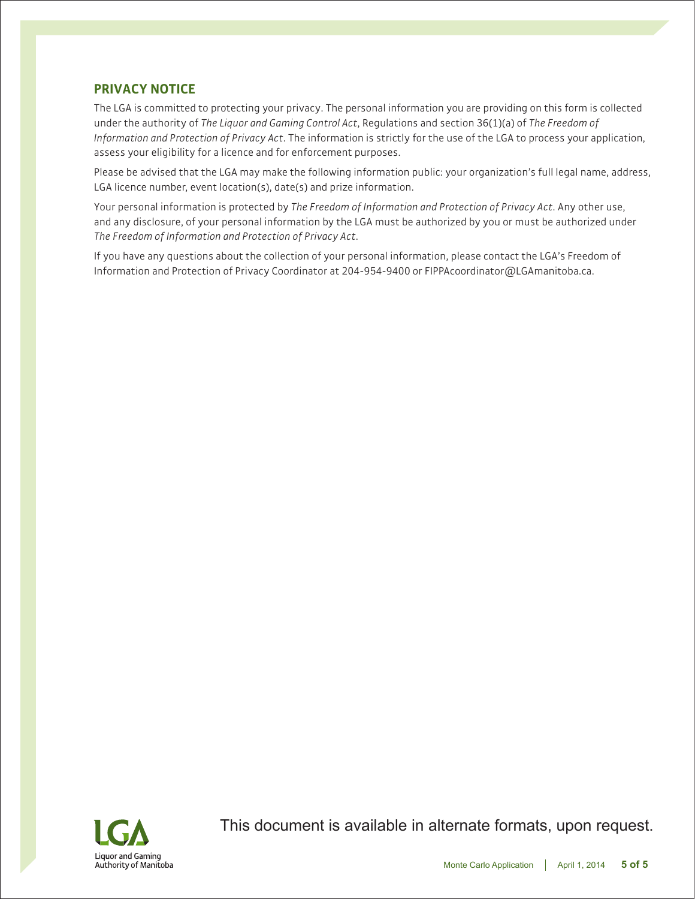## PRIVACY NOTICE

The LGA is committed to protecting your privacy. The personal information you are providing on this form is collected under the authority of *The Liquor and Gaming Control Act*, Regulations and section 36(1)(a) of *The Freedom of Information and Protection of Privacy Act*. The information is strictly for the use of the LGA to process your application, assess your eligibility for a licence and for enforcement purposes.

Please be advised that the LGA may make the following information public: your organization's full legal name, address, LGA licence number, event location(s), date(s) and prize information.

Your personal information is protected by *The Freedom of Information and Protection of Privacy Act*. Any other use, and any disclosure, of your personal information by the LGA must be authorized by you or must be authorized under *The Freedom of Information and Protection of Privacy Act*.

If you have any questions about the collection of your personal information, please contact the LGA's Freedom of Information and Protection of Privacy Coordinator at 204-954-9400 or FIPPAcoordinator@LGAmanitoba.ca.

LGA
Liquor and Gaming Authority of Manitoba

This document is available in alternate formats, upon request.